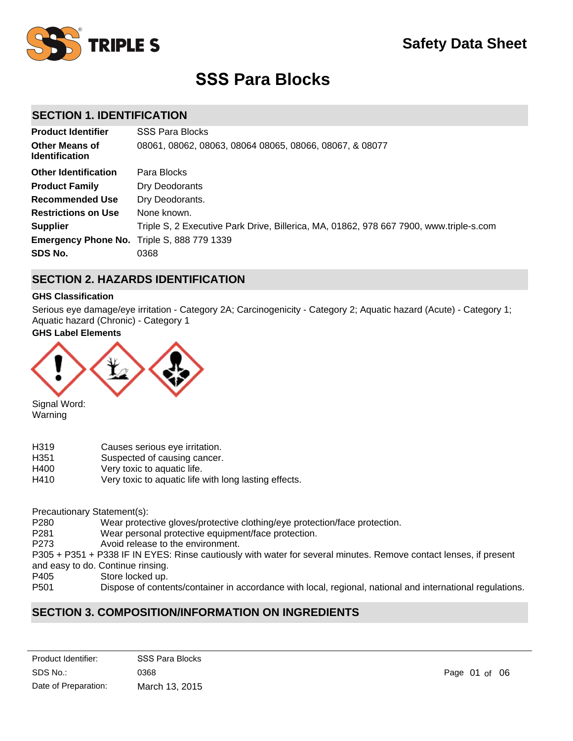# SSS Para Blocks

Safety Data Sheet

## SECTION 1. IDENTIFICATION

| | |
|---|---|
| **Product Identifier** | SSS Para Blocks |
| **Other Means of Identification** | 08061, 08062, 08063, 08064 08065, 08066, 08067, & 08077 |
| **Other Identification** | Para Blocks |
| **Product Family** | Dry Deodorants |
| **Recommended Use** | Dry Deodorants. |
| **Restrictions on Use** | None known. |
| **Supplier** | Triple S, 2 Executive Park Drive, Billerica, MA, 01862, 978 667 7900, www.triple-s.com |
| **Emergency Phone No.** | Triple S, 888 779 1339 |
| **SDS No.** | 0368 |

## SECTION 2. HAZARDS IDENTIFICATION

### GHS Classification

Serious eye damage/eye irritation - Category 2A; Carcinogenicity - Category 2; Aquatic hazard (Acute) - Category 1; Aquatic hazard (Chronic) - Category 1

### GHS Label Elements

Signal Word:
Warning

| | |
|---|---|
| H319 | Causes serious eye irritation. |
| H351 | Suspected of causing cancer. |
| H400 | Very toxic to aquatic life. |
| H410 | Very toxic to aquatic life with long lasting effects. |

Precautionary Statement(s):

P280 Wear protective gloves/protective clothing/eye protection/face protection.

P281 Wear personal protective equipment/face protection.

P273 Avoid release to the environment.

P305 + P351 + P338 IF IN EYES: Rinse cautiously with water for several minutes. Remove contact lenses, if present and easy to do. Continue rinsing.

P405 Store locked up.

P501 Dispose of contents/container in accordance with local, regional, national and international regulations.

## SECTION 3. COMPOSITION/INFORMATION ON INGREDIENTS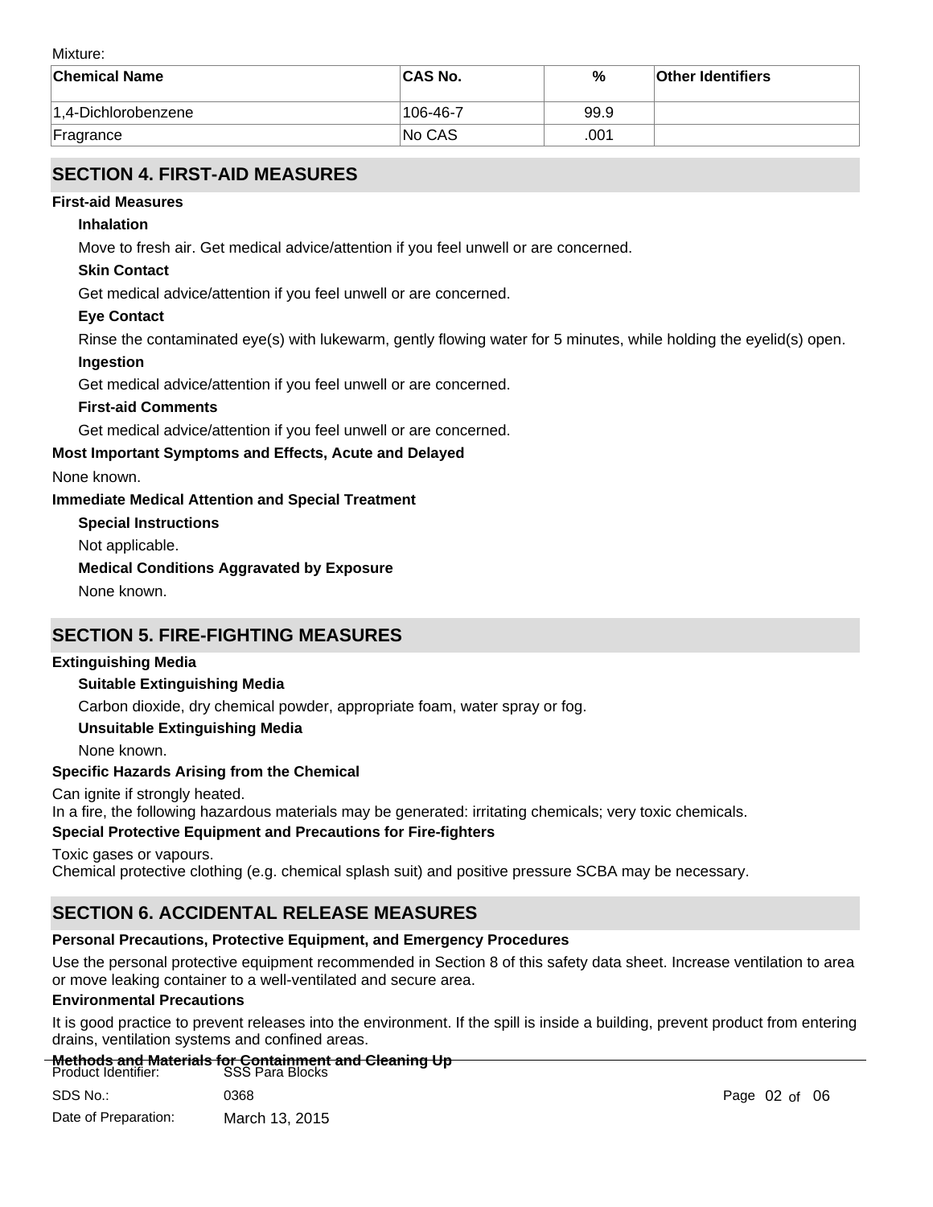Mixture:

| Chemical Name | CAS No. | % | Other Identifiers |
|---|---|---|---|
| 1,4-Dichlorobenzene | 106-46-7 | 99.9 | |
| Fragrance | No CAS | .001 | |

## SECTION 4. FIRST-AID MEASURES

### First-aid Measures

**Inhalation**

Move to fresh air. Get medical advice/attention if you feel unwell or are concerned.

**Skin Contact**

Get medical advice/attention if you feel unwell or are concerned.

**Eye Contact**

Rinse the contaminated eye(s) with lukewarm, gently flowing water for 5 minutes, while holding the eyelid(s) open.

**Ingestion**

Get medical advice/attention if you feel unwell or are concerned.

**First-aid Comments**

Get medical advice/attention if you feel unwell or are concerned.

### Most Important Symptoms and Effects, Acute and Delayed

None known.

### Immediate Medical Attention and Special Treatment

**Special Instructions**

Not applicable.

**Medical Conditions Aggravated by Exposure**

None known.

## SECTION 5. FIRE-FIGHTING MEASURES

### Extinguishing Media

**Suitable Extinguishing Media**

Carbon dioxide, dry chemical powder, appropriate foam, water spray or fog.

**Unsuitable Extinguishing Media**

None known.

### Specific Hazards Arising from the Chemical

Can ignite if strongly heated.
In a fire, the following hazardous materials may be generated: irritating chemicals; very toxic chemicals.

### Special Protective Equipment and Precautions for Fire-fighters

Toxic gases or vapours.
Chemical protective clothing (e.g. chemical splash suit) and positive pressure SCBA may be necessary.

## SECTION 6. ACCIDENTAL RELEASE MEASURES

### Personal Precautions, Protective Equipment, and Emergency Procedures

Use the personal protective equipment recommended in Section 8 of this safety data sheet. Increase ventilation to area or move leaking container to a well-ventilated and secure area.

### Environmental Precautions

It is good practice to prevent releases into the environment. If the spill is inside a building, prevent product from entering drains, ventilation systems and confined areas.

### Methods and Materials for Containment and Cleaning Up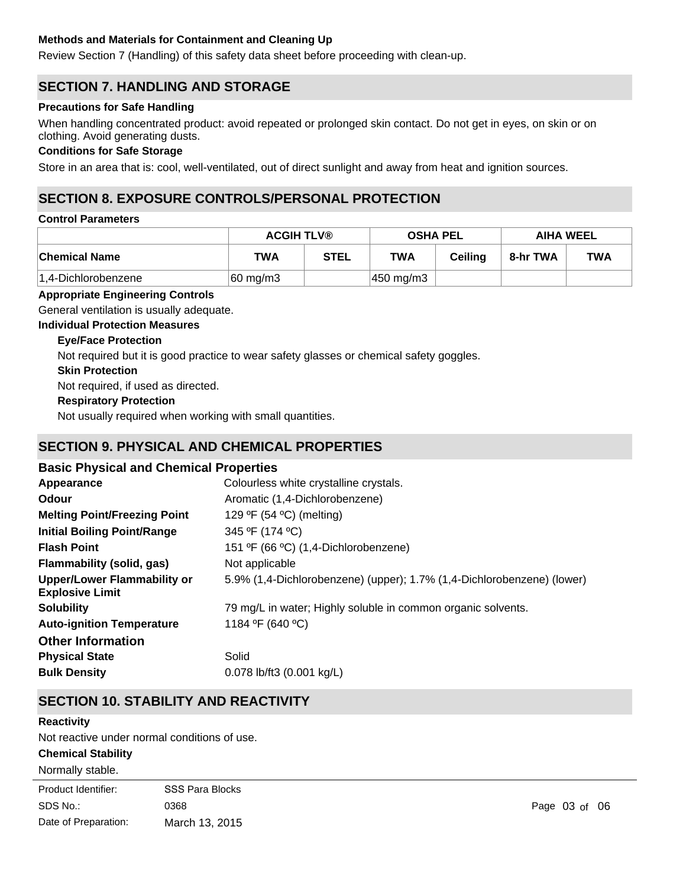**Methods and Materials for Containment and Cleaning Up**

Review Section 7 (Handling) of this safety data sheet before proceeding with clean-up.

## SECTION 7. HANDLING AND STORAGE

**Precautions for Safe Handling**

When handling concentrated product: avoid repeated or prolonged skin contact. Do not get in eyes, on skin or on clothing. Avoid generating dusts.

**Conditions for Safe Storage**

Store in an area that is: cool, well-ventilated, out of direct sunlight and away from heat and ignition sources.

## SECTION 8. EXPOSURE CONTROLS/PERSONAL PROTECTION

**Control Parameters**

| | ACGIH TLV® | | OSHA PEL | | AIHA WEEL | |
|---|---|---|---|---|---|---|
| **Chemical Name** | **TWA** | **STEL** | **TWA** | **Ceiling** | **8-hr TWA** | **TWA** |
| 1,4-Dichlorobenzene | 60 mg/m3 | | 450 mg/m3 | | | |

**Appropriate Engineering Controls**

General ventilation is usually adequate.

**Individual Protection Measures**

**Eye/Face Protection**

Not required but it is good practice to wear safety glasses or chemical safety goggles.

**Skin Protection**

Not required, if used as directed.

**Respiratory Protection**

Not usually required when working with small quantities.

## SECTION 9. PHYSICAL AND CHEMICAL PROPERTIES

### Basic Physical and Chemical Properties

**Appearance** Colourless white crystalline crystals.

**Odour** Aromatic (1,4-Dichlorobenzene)

**Melting Point/Freezing Point** 129 ºF (54 ºC) (melting)

**Initial Boiling Point/Range** 345 ºF (174 ºC)

**Flash Point** 151 ºF (66 ºC) (1,4-Dichlorobenzene)

**Flammability (solid, gas)** Not applicable

**Upper/Lower Flammability or Explosive Limit** 5.9% (1,4-Dichlorobenzene) (upper); 1.7% (1,4-Dichlorobenzene) (lower)

**Solubility** 79 mg/L in water; Highly soluble in common organic solvents.

**Auto-ignition Temperature** 1184 ºF (640 ºC)

### Other Information

**Physical State** Solid

**Bulk Density** 0.078 lb/ft3 (0.001 kg/L)

## SECTION 10. STABILITY AND REACTIVITY

**Reactivity**

Not reactive under normal conditions of use.

**Chemical Stability**

Normally stable.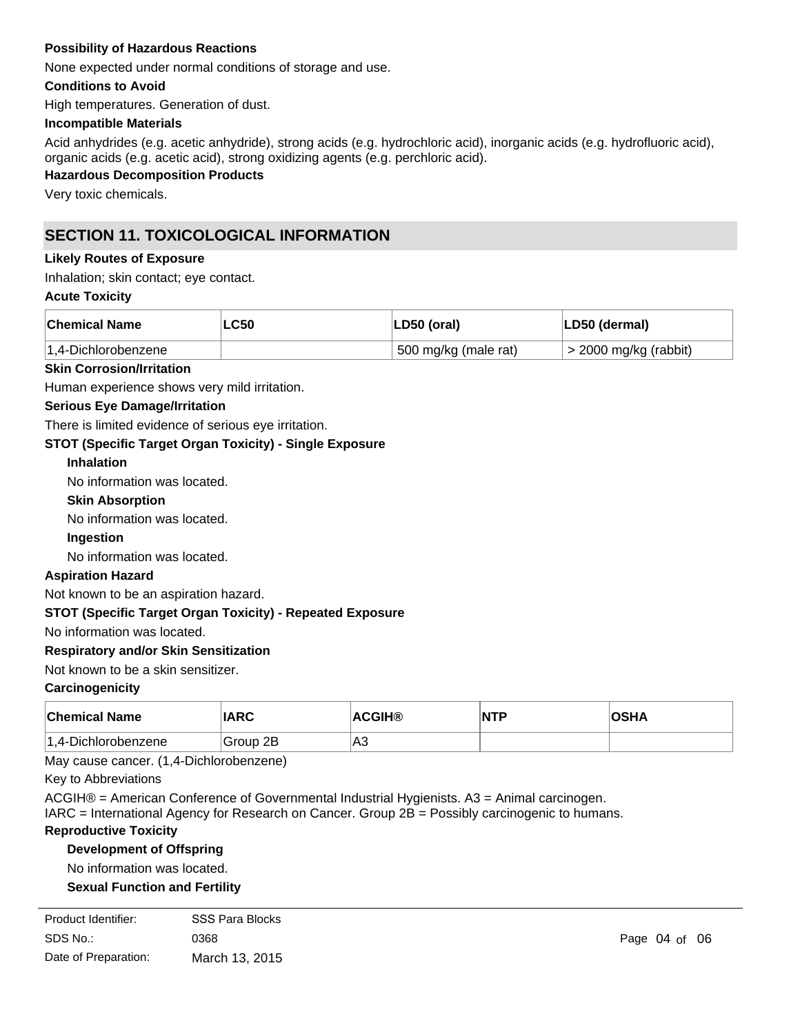**Possibility of Hazardous Reactions**

None expected under normal conditions of storage and use.

**Conditions to Avoid**

High temperatures. Generation of dust.

**Incompatible Materials**

Acid anhydrides (e.g. acetic anhydride), strong acids (e.g. hydrochloric acid), inorganic acids (e.g. hydrofluoric acid), organic acids (e.g. acetic acid), strong oxidizing agents (e.g. perchloric acid).

**Hazardous Decomposition Products**

Very toxic chemicals.

## SECTION 11. TOXICOLOGICAL INFORMATION

**Likely Routes of Exposure**

Inhalation; skin contact; eye contact.

**Acute Toxicity**

| Chemical Name | LC50 | LD50 (oral) | LD50 (dermal) |
| --- | --- | --- | --- |
| 1,4-Dichlorobenzene | | 500 mg/kg (male rat) | > 2000 mg/kg (rabbit) |

**Skin Corrosion/Irritation**

Human experience shows very mild irritation.

**Serious Eye Damage/Irritation**

There is limited evidence of serious eye irritation.

**STOT (Specific Target Organ Toxicity) - Single Exposure**

**Inhalation**

No information was located.

**Skin Absorption**

No information was located.

**Ingestion**

No information was located.

**Aspiration Hazard**

Not known to be an aspiration hazard.

**STOT (Specific Target Organ Toxicity) - Repeated Exposure**

No information was located.

**Respiratory and/or Skin Sensitization**

Not known to be a skin sensitizer.

**Carcinogenicity**

| Chemical Name | IARC | ACGIH® | NTP | OSHA |
| --- | --- | --- | --- | --- |
| 1,4-Dichlorobenzene | Group 2B | A3 | | |

May cause cancer. (1,4-Dichlorobenzene)

Key to Abbreviations

ACGIH® = American Conference of Governmental Industrial Hygienists. A3 = Animal carcinogen.
IARC = International Agency for Research on Cancer. Group 2B = Possibly carcinogenic to humans.

**Reproductive Toxicity**

**Development of Offspring**

No information was located.

**Sexual Function and Fertility**

| Product Identifier: | SSS Para Blocks |
| --- | --- |
| SDS No.: | 0368 |
| Date of Preparation: | March 13, 2015 |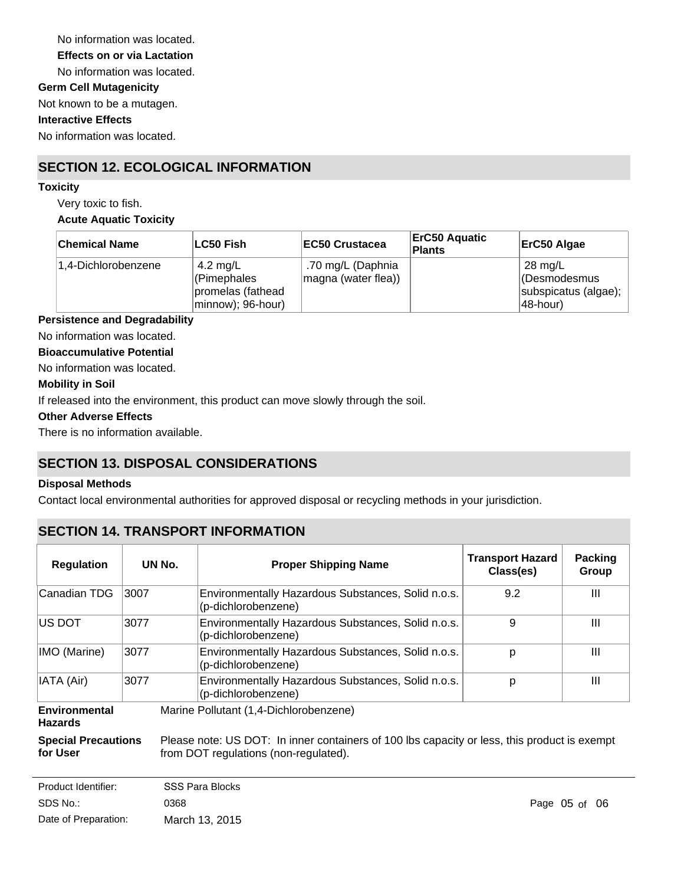No information was located.

**Effects on or via Lactation**

No information was located.

**Germ Cell Mutagenicity**

Not known to be a mutagen.

**Interactive Effects**

No information was located.

## SECTION 12. ECOLOGICAL INFORMATION

**Toxicity**

Very toxic to fish.

**Acute Aquatic Toxicity**

| Chemical Name | LC50 Fish | EC50 Crustacea | ErC50 Aquatic Plants | ErC50 Algae |
|---|---|---|---|---|
| 1,4-Dichlorobenzene | 4.2 mg/L (Pimephales promelas (fathead minnow); 96-hour) | .70 mg/L (Daphnia magna (water flea)) | | 28 mg/L (Desmodesmus subspicatus (algae); 48-hour) |

**Persistence and Degradability**

No information was located.

**Bioaccumulative Potential**

No information was located.

**Mobility in Soil**

If released into the environment, this product can move slowly through the soil.

**Other Adverse Effects**

There is no information available.

## SECTION 13. DISPOSAL CONSIDERATIONS

**Disposal Methods**

Contact local environmental authorities for approved disposal or recycling methods in your jurisdiction.

## SECTION 14. TRANSPORT INFORMATION

| Regulation | UN No. | Proper Shipping Name | Transport Hazard Class(es) | Packing Group |
|---|---|---|---|---|
| Canadian TDG | 3007 | Environmentally Hazardous Substances, Solid n.o.s. (p-dichlorobenzene) | 9.2 | III |
| US DOT | 3077 | Environmentally Hazardous Substances, Solid n.o.s. (p-dichlorobenzene) | 9 | III |
| IMO (Marine) | 3077 | Environmentally Hazardous Substances, Solid n.o.s. (p-dichlorobenzene) | p | III |
| IATA (Air) | 3077 | Environmentally Hazardous Substances, Solid n.o.s. (p-dichlorobenzene) | p | III |

**Environmental Hazards** Marine Pollutant (1,4-Dichlorobenzene)

**Special Precautions for User** Please note: US DOT: In inner containers of 100 lbs capacity or less, this product is exempt from DOT regulations (non-regulated).

Product Identifier: SSS Para Blocks
SDS No.: 0368
Date of Preparation: March 13, 2015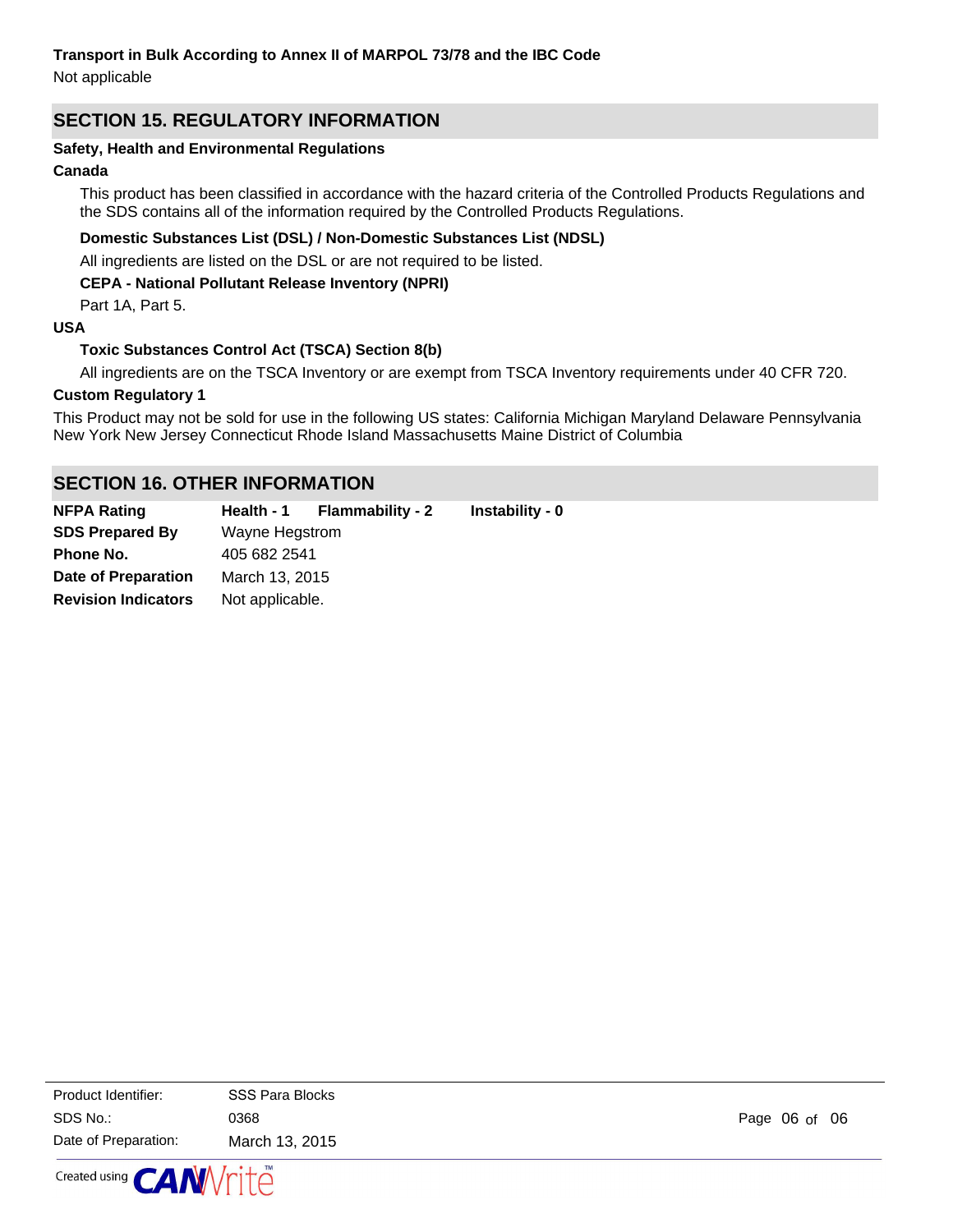**Transport in Bulk According to Annex II of MARPOL 73/78 and the IBC Code**

Not applicable

## SECTION 15. REGULATORY INFORMATION

**Safety, Health and Environmental Regulations**

**Canada**

This product has been classified in accordance with the hazard criteria of the Controlled Products Regulations and the SDS contains all of the information required by the Controlled Products Regulations.

**Domestic Substances List (DSL) / Non-Domestic Substances List (NDSL)**

All ingredients are listed on the DSL or are not required to be listed.

**CEPA - National Pollutant Release Inventory (NPRI)**

Part 1A, Part 5.

**USA**

**Toxic Substances Control Act (TSCA) Section 8(b)**

All ingredients are on the TSCA Inventory or are exempt from TSCA Inventory requirements under 40 CFR 720.

**Custom Regulatory 1**

This Product may not be sold for use in the following US states: California Michigan Maryland Delaware Pennsylvania New York New Jersey Connecticut Rhode Island Massachusetts Maine District of Columbia

## SECTION 16. OTHER INFORMATION

| | | | |
|---|---|---|---|
| **NFPA Rating** | **Health - 1** | **Flammability - 2** | **Instability - 0** |
| **SDS Prepared By** | Wayne Hegstrom | | |
| **Phone No.** | 405 682 2541 | | |
| **Date of Preparation** | March 13, 2015 | | |
| **Revision Indicators** | Not applicable. | | |

Product Identifier: SSS Para Blocks
SDS No.: 0368
Date of Preparation: March 13, 2015

Created using CANWrite™